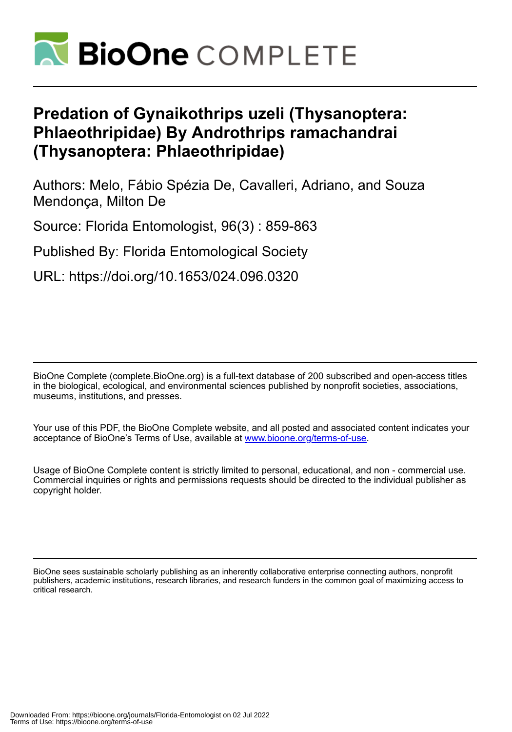# Predation of Gynaikothrips uzeli (Thysanoptera: Phlaeothripidae) By Androthrips ramachandrai (Thysanoptera: Phlaeothripidae)

Authors: Melo, Fábio Spézia De, Cavalleri, Adriano, and Souza Mendonça, Milton De

Source: Florida Entomologist, 96(3) : 859-863

Published By: Florida Entomological Society

URL: https://doi.org/10.1653/024.096.0320

BioOne Complete (complete.BioOne.org) is a full-text database of 200 subscribed and open-access titles in the biological, ecological, and environmental sciences published by nonprofit societies, associations, museums, institutions, and presses.

Your use of this PDF, the BioOne Complete website, and all posted and associated content indicates your acceptance of BioOne's Terms of Use, available at www.bioone.org/terms-of-use.

Usage of BioOne Complete content is strictly limited to personal, educational, and non - commercial use. Commercial inquiries or rights and permissions requests should be directed to the individual publisher as copyright holder.

BioOne sees sustainable scholarly publishing as an inherently collaborative enterprise connecting authors, nonprofit publishers, academic institutions, research libraries, and research funders in the common goal of maximizing access to critical research.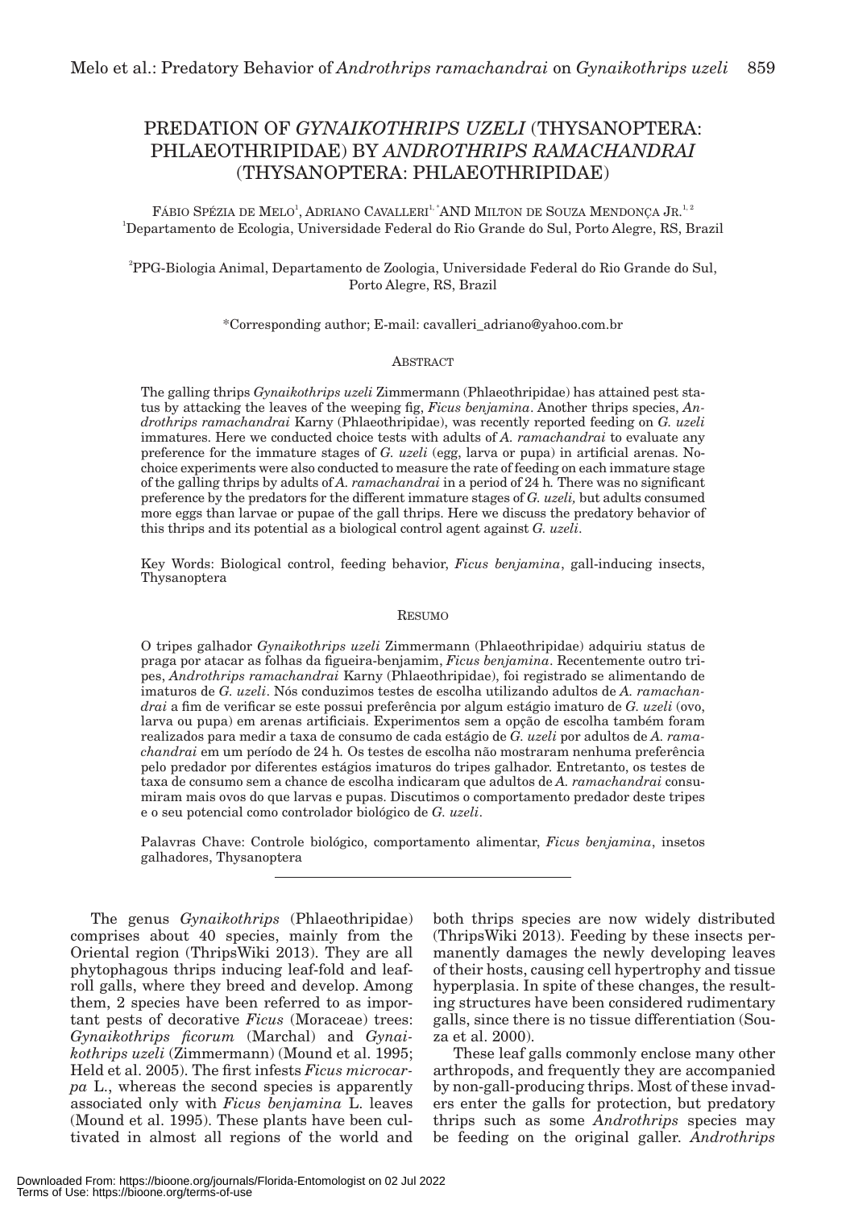# PREDATION OF *GYNAIKOTHRIPS UZELI* (THYSANOPTERA: PHLAEOTHRIPIDAE) BY *ANDROTHRIPS RAMACHANDRAI* (THYSANOPTERA: PHLAEOTHRIPIDAE)

Fábio Spézia de Melo[1], Adriano Cavalleri[1,*] and Milton de Souza Mendonça Jr.[1,2]

[1]Departamento de Ecologia, Universidade Federal do Rio Grande do Sul, Porto Alegre, RS, Brazil

[2]PPG-Biologia Animal, Departamento de Zoologia, Universidade Federal do Rio Grande do Sul, Porto Alegre, RS, Brazil

*Corresponding author; E-mail: cavalleri_adriano@yahoo.com.br

## Abstract

The galling thrips *Gynaikothrips uzeli* Zimmermann (Phlaeothripidae) has attained pest status by attacking the leaves of the weeping fig, *Ficus benjamina*. Another thrips species, *Androthrips ramachandrai* Karny (Phlaeothripidae), was recently reported feeding on *G. uzeli* immatures. Here we conducted choice tests with adults of *A. ramachandrai* to evaluate any preference for the immature stages of *G. uzeli* (egg, larva or pupa) in artificial arenas. No-choice experiments were also conducted to measure the rate of feeding on each immature stage of the galling thrips by adults of *A. ramachandrai* in a period of 24 h. There was no significant preference by the predators for the different immature stages of *G. uzeli,* but adults consumed more eggs than larvae or pupae of the gall thrips. Here we discuss the predatory behavior of this thrips and its potential as a biological control agent against *G. uzeli*.

Key Words: Biological control, feeding behavior, *Ficus benjamina*, gall-inducing insects, Thysanoptera

## Resumo

O tripes galhador *Gynaikothrips uzeli* Zimmermann (Phlaeothripidae) adquiriu status de praga por atacar as folhas da figueira-benjamim, *Ficus benjamina*. Recentemente outro tripes, *Androthrips ramachandrai* Karny (Phlaeothripidae), foi registrado se alimentando de imaturos de *G. uzeli*. Nós conduzimos testes de escolha utilizando adultos de *A. ramachandrai* a fim de verificar se este possui preferência por algum estágio imaturo de *G. uzeli* (ovo, larva ou pupa) em arenas artificiais. Experimentos sem a opção de escolha também foram realizados para medir a taxa de consumo de cada estágio de *G. uzeli* por adultos de *A. ramachandrai* em um período de 24 h. Os testes de escolha não mostraram nenhuma preferência pelo predador por diferentes estágios imaturos do tripes galhador. Entretanto, os testes de taxa de consumo sem a chance de escolha indicaram que adultos de *A. ramachandrai* consumiram mais ovos do que larvas e pupas. Discutimos o comportamento predador deste tripes e o seu potencial como controlador biológico de *G. uzeli*.

Palavras Chave: Controle biológico, comportamento alimentar, *Ficus benjamina*, insetos galhadores, Thysanoptera

---

The genus *Gynaikothrips* (Phlaeothripidae) comprises about 40 species, mainly from the Oriental region (ThripsWiki 2013). They are all phytophagous thrips inducing leaf-fold and leaf-roll galls, where they breed and develop. Among them, 2 species have been referred to as important pests of decorative *Ficus* (Moraceae) trees: *Gynaikothrips ficorum* (Marchal) and *Gynaikothrips uzeli* (Zimmermann) (Mound et al. 1995; Held et al. 2005). The first infests *Ficus microcarpa* L., whereas the second species is apparently associated only with *Ficus benjamina* L. leaves (Mound et al. 1995). These plants have been cultivated in almost all regions of the world and both thrips species are now widely distributed (ThripsWiki 2013). Feeding by these insects permanently damages the newly developing leaves of their hosts, causing cell hypertrophy and tissue hyperplasia. In spite of these changes, the resulting structures have been considered rudimentary galls, since there is no tissue differentiation (Souza et al. 2000).

These leaf galls commonly enclose many other arthropods, and frequently they are accompanied by non-gall-producing thrips. Most of these invaders enter the galls for protection, but predatory thrips such as some *Androthrips* species may be feeding on the original galler. *Androthrips*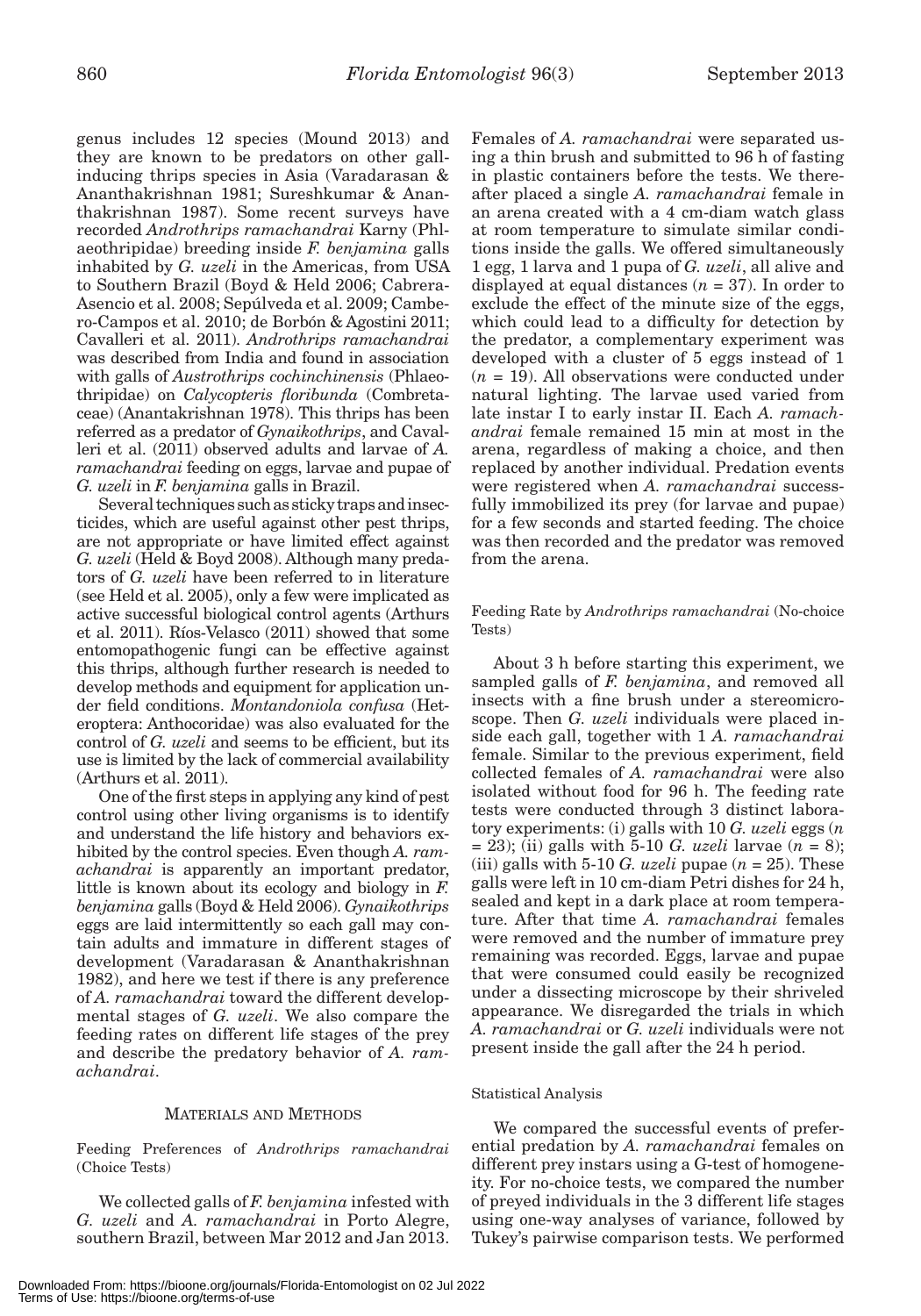genus includes 12 species (Mound 2013) and they are known to be predators on other gall-inducing thrips species in Asia (Varadarasan & Ananthakrishnan 1981; Sureshkumar & Ananthakrishnan 1987). Some recent surveys have recorded *Androthrips ramachandrai* Karny (Phlaeothripidae) breeding inside *F. benjamina* galls inhabited by *G. uzeli* in the Americas, from USA to Southern Brazil (Boyd & Held 2006; Cabrera-Asencio et al. 2008; Sepúlveda et al. 2009; Cambero-Campos et al. 2010; de Borbón & Agostini 2011; Cavalleri et al. 2011). *Androthrips ramachandrai* was described from India and found in association with galls of *Austrothrips cochinchinensis* (Phlaeothripidae) on *Calycopteris floribunda* (Combretaceae) (Anantakrishnan 1978). This thrips has been referred as a predator of *Gynaikothrips*, and Cavalleri et al. (2011) observed adults and larvae of *A. ramachandrai* feeding on eggs, larvae and pupae of *G. uzeli* in *F. benjamina* galls in Brazil.

Several techniques such as sticky traps and insecticides, which are useful against other pest thrips, are not appropriate or have limited effect against *G. uzeli* (Held & Boyd 2008). Although many predators of *G. uzeli* have been referred to in literature (see Held et al. 2005), only a few were implicated as active successful biological control agents (Arthurs et al. 2011). Ríos-Velasco (2011) showed that some entomopathogenic fungi can be effective against this thrips, although further research is needed to develop methods and equipment for application under field conditions. *Montandoniola confusa* (Heteroptera: Anthocoridae) was also evaluated for the control of *G. uzeli* and seems to be efficient, but its use is limited by the lack of commercial availability (Arthurs et al. 2011).

One of the first steps in applying any kind of pest control using other living organisms is to identify and understand the life history and behaviors exhibited by the control species. Even though *A. ramachandrai* is apparently an important predator, little is known about its ecology and biology in *F. benjamina* galls (Boyd & Held 2006). *Gynaikothrips* eggs are laid intermittently so each gall may contain adults and immature in different stages of development (Varadarasan & Ananthakrishnan 1982), and here we test if there is any preference of *A. ramachandrai* toward the different developmental stages of *G. uzeli*. We also compare the feeding rates on different life stages of the prey and describe the predatory behavior of *A. ramachandrai*.

## MATERIALS AND METHODS

### Feeding Preferences of *Androthrips ramachandrai* (Choice Tests)

We collected galls of *F. benjamina* infested with *G. uzeli* and *A. ramachandrai* in Porto Alegre, southern Brazil, between Mar 2012 and Jan 2013. Females of *A. ramachandrai* were separated using a thin brush and submitted to 96 h of fasting in plastic containers before the tests. We thereafter placed a single *A. ramachandrai* female in an arena created with a 4 cm-diam watch glass at room temperature to simulate similar conditions inside the galls. We offered simultaneously 1 egg, 1 larva and 1 pupa of *G. uzeli*, all alive and displayed at equal distances ($n$ = 37). In order to exclude the effect of the minute size of the eggs, which could lead to a difficulty for detection by the predator, a complementary experiment was developed with a cluster of 5 eggs instead of 1 ($n$ = 19). All observations were conducted under natural lighting. The larvae used varied from late instar I to early instar II. Each *A. ramachandrai* female remained 15 min at most in the arena, regardless of making a choice, and then replaced by another individual. Predation events were registered when *A. ramachandrai* successfully immobilized its prey (for larvae and pupae) for a few seconds and started feeding. The choice was then recorded and the predator was removed from the arena.

### Feeding Rate by *Androthrips ramachandrai* (No-choice Tests)

About 3 h before starting this experiment, we sampled galls of *F. benjamina*, and removed all insects with a fine brush under a stereomicroscope. Then *G. uzeli* individuals were placed inside each gall, together with 1 *A. ramachandrai* female. Similar to the previous experiment, field collected females of *A. ramachandrai* were also isolated without food for 96 h. The feeding rate tests were conducted through 3 distinct laboratory experiments: (i) galls with 10 *G. uzeli* eggs ($n$ = 23); (ii) galls with 5-10 *G. uzeli* larvae ($n$ = 8); (iii) galls with 5-10 *G. uzeli* pupae ($n$ = 25). These galls were left in 10 cm-diam Petri dishes for 24 h, sealed and kept in a dark place at room temperature. After that time *A. ramachandrai* females were removed and the number of immature prey remaining was recorded. Eggs, larvae and pupae that were consumed could easily be recognized under a dissecting microscope by their shriveled appearance. We disregarded the trials in which *A. ramachandrai* or *G. uzeli* individuals were not present inside the gall after the 24 h period.

### Statistical Analysis

We compared the successful events of preferential predation by *A. ramachandrai* females on different prey instars using a G-test of homogeneity. For no-choice tests, we compared the number of preyed individuals in the 3 different life stages using one-way analyses of variance, followed by Tukey's pairwise comparison tests. We performed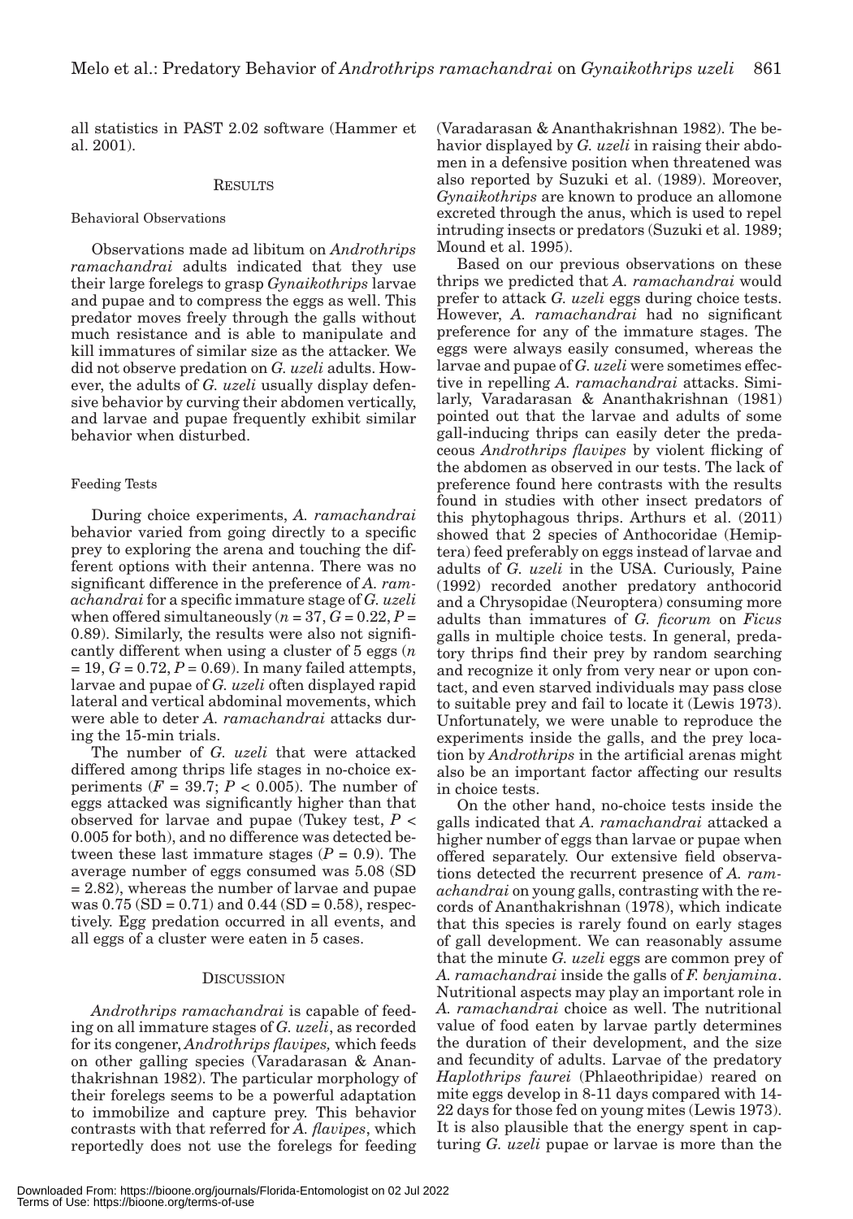all statistics in PAST 2.02 software (Hammer et al. 2001).

## Results

### Behavioral Observations

Observations made ad libitum on *Androthrips ramachandrai* adults indicated that they use their large forelegs to grasp *Gynaikothrips* larvae and pupae and to compress the eggs as well. This predator moves freely through the galls without much resistance and is able to manipulate and kill immatures of similar size as the attacker. We did not observe predation on *G. uzeli* adults. However, the adults of *G. uzeli* usually display defensive behavior by curving their abdomen vertically, and larvae and pupae frequently exhibit similar behavior when disturbed.

### Feeding Tests

During choice experiments, *A. ramachandrai* behavior varied from going directly to a specific prey to exploring the arena and touching the different options with their antenna. There was no significant difference in the preference of *A. ramachandrai* for a specific immature stage of *G. uzeli* when offered simultaneously ($n = 37$, $G = 0.22$, $P = 0.89$). Similarly, the results were also not significantly different when using a cluster of 5 eggs ($n = 19$, $G = 0.72$, $P = 0.69$). In many failed attempts, larvae and pupae of *G. uzeli* often displayed rapid lateral and vertical abdominal movements, which were able to deter *A. ramachandrai* attacks during the 15-min trials.

The number of *G. uzeli* that were attacked differed among thrips life stages in no-choice experiments ($F = 39.7$; $P < 0.005$). The number of eggs attacked was significantly higher than that observed for larvae and pupae (Tukey test, $P < 0.005$ for both), and no difference was detected between these last immature stages ($P = 0.9$). The average number of eggs consumed was 5.08 (SD = 2.82), whereas the number of larvae and pupae was 0.75 (SD = 0.71) and 0.44 (SD = 0.58), respectively. Egg predation occurred in all events, and all eggs of a cluster were eaten in 5 cases.

## Discussion

*Androthrips ramachandrai* is capable of feeding on all immature stages of *G. uzeli*, as recorded for its congener, *Androthrips flavipes,* which feeds on other galling species (Varadarasan & Ananthakrishnan 1982). The particular morphology of their forelegs seems to be a powerful adaptation to immobilize and capture prey. This behavior contrasts with that referred for *A. flavipes*, which reportedly does not use the forelegs for feeding (Varadarasan & Ananthakrishnan 1982). The behavior displayed by *G. uzeli* in raising their abdomen in a defensive position when threatened was also reported by Suzuki et al. (1989). Moreover, *Gynaikothrips* are known to produce an allomone excreted through the anus, which is used to repel intruding insects or predators (Suzuki et al. 1989; Mound et al. 1995).

Based on our previous observations on these thrips we predicted that *A. ramachandrai* would prefer to attack *G. uzeli* eggs during choice tests. However, *A. ramachandrai* had no significant preference for any of the immature stages. The eggs were always easily consumed, whereas the larvae and pupae of *G. uzeli* were sometimes effective in repelling *A. ramachandrai* attacks. Similarly, Varadarasan & Ananthakrishnan (1981) pointed out that the larvae and adults of some gall-inducing thrips can easily deter the predaceous *Androthrips flavipes* by violent flicking of the abdomen as observed in our tests. The lack of preference found here contrasts with the results found in studies with other insect predators of this phytophagous thrips. Arthurs et al. (2011) showed that 2 species of Anthocoridae (Hemiptera) feed preferably on eggs instead of larvae and adults of *G. uzeli* in the USA. Curiously, Paine (1992) recorded another predatory anthocorid and a Chrysopidae (Neuroptera) consuming more adults than immatures of *G. ficorum* on *Ficus* galls in multiple choice tests. In general, predatory thrips find their prey by random searching and recognize it only from very near or upon contact, and even starved individuals may pass close to suitable prey and fail to locate it (Lewis 1973). Unfortunately, we were unable to reproduce the experiments inside the galls, and the prey location by *Androthrips* in the artificial arenas might also be an important factor affecting our results in choice tests.

On the other hand, no-choice tests inside the galls indicated that *A. ramachandrai* attacked a higher number of eggs than larvae or pupae when offered separately. Our extensive field observations detected the recurrent presence of *A. ramachandrai* on young galls, contrasting with the records of Ananthakrishnan (1978), which indicate that this species is rarely found on early stages of gall development. We can reasonably assume that the minute *G. uzeli* eggs are common prey of *A. ramachandrai* inside the galls of *F. benjamina*. Nutritional aspects may play an important role in *A. ramachandrai* choice as well. The nutritional value of food eaten by larvae partly determines the duration of their development, and the size and fecundity of adults. Larvae of the predatory *Haplothrips faurei* (Phlaeothripidae) reared on mite eggs develop in 8-11 days compared with 14-22 days for those fed on young mites (Lewis 1973). It is also plausible that the energy spent in capturing *G. uzeli* pupae or larvae is more than the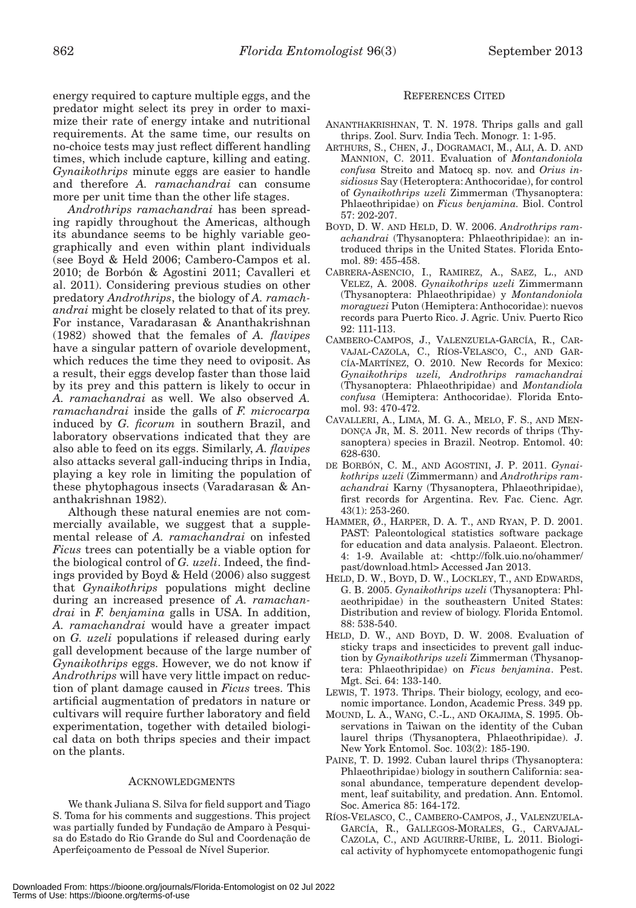energy required to capture multiple eggs, and the predator might select its prey in order to maximize their rate of energy intake and nutritional requirements. At the same time, our results on no-choice tests may just reflect different handling times, which include capture, killing and eating. *Gynaikothrips* minute eggs are easier to handle and therefore *A. ramachandrai* can consume more per unit time than the other life stages.

*Androthrips ramachandrai* has been spreading rapidly throughout the Americas, although its abundance seems to be highly variable geographically and even within plant individuals (see Boyd & Held 2006; Cambero-Campos et al. 2010; de Borbón & Agostini 2011; Cavalleri et al. 2011). Considering previous studies on other predatory *Androthrips*, the biology of *A. ramachandrai* might be closely related to that of its prey. For instance, Varadarasan & Ananthakrishnan (1982) showed that the females of *A. flavipes* have a singular pattern of ovariole development, which reduces the time they need to oviposit. As a result, their eggs develop faster than those laid by its prey and this pattern is likely to occur in *A. ramachandrai* as well. We also observed *A. ramachandrai* inside the galls of *F. microcarpa* induced by *G. ficorum* in southern Brazil, and laboratory observations indicated that they are also able to feed on its eggs. Similarly, *A. flavipes* also attacks several gall-inducing thrips in India, playing a key role in limiting the population of these phytophagous insects (Varadarasan & Ananthakrishnan 1982).

Although these natural enemies are not commercially available, we suggest that a supplemental release of *A. ramachandrai* on infested *Ficus* trees can potentially be a viable option for the biological control of *G. uzeli*. Indeed, the findings provided by Boyd & Held (2006) also suggest that *Gynaikothrips* populations might decline during an increased presence of *A. ramachandrai* in *F. benjamina* galls in USA. In addition, *A. ramachandrai* would have a greater impact on *G. uzeli* populations if released during early gall development because of the large number of *Gynaikothrips* eggs. However, we do not know if *Androthrips* will have very little impact on reduction of plant damage caused in *Ficus* trees. This artificial augmentation of predators in nature or cultivars will require further laboratory and field experimentation, together with detailed biological data on both thrips species and their impact on the plants.

## Acknowledgments

We thank Juliana S. Silva for field support and Tiago S. Toma for his comments and suggestions. This project was partially funded by Fundação de Amparo à Pesquisa do Estado do Rio Grande do Sul and Coordenação de Aperfeiçoamento de Pessoal de Nível Superior.

## References Cited

Ananthakrishnan, T. N. 1978. Thrips galls and gall thrips. Zool. Surv. India Tech. Monogr. 1: 1-95.

Arthurs, S., Chen, J., Dogramaci, M., Ali, A. D. and Mannion, C. 2011. Evaluation of *Montandoniola confusa* Streito and Matocq sp. nov. and *Orius insidiosus* Say (Heteroptera: Anthocoridae), for control of *Gynaikothrips uzeli* Zimmerman (Thysanoptera: Phlaeothripidae) on *Ficus benjamina.* Biol. Control 57: 202-207.

Boyd, D. W. and Held, D. W. 2006. *Androthrips ramachandrai* (Thysanoptera: Phlaeothripidae): an introduced thrips in the United States. Florida Entomol. 89: 455-458.

Cabrera-Asencio, I., Ramirez, A., Saez, L., and Velez, A. 2008. *Gynaikothrips uzeli* Zimmermann (Thysanoptera: Phlaeothripidae) y *Montandoniola moraguezi* Puton (Hemiptera: Anthocoridae): nuevos records para Puerto Rico. J. Agric. Univ. Puerto Rico 92: 111-113.

Cambero-Campos, J., Valenzuela-García, R., Carvajal-Cazola, C., Ríos-Velasco, C., and García-Martínez, O. 2010. New Records for Mexico: *Gynaikothrips uzeli, Androthrips ramachandrai* (Thysanoptera: Phlaeothripidae) and *Montandiola confusa* (Hemiptera: Anthocoridae). Florida Entomol. 93: 470-472.

Cavalleri, A., Lima, M. G. A., Melo, F. S., and Mendonça Jr, M. S. 2011. New records of thrips (Thysanoptera) species in Brazil. Neotrop. Entomol. 40: 628-630.

de Borbón, C. M., and Agostini, J. P. 2011. *Gynaikothrips uzeli* (Zimmermann) and *Androthrips ramachandrai* Karny (Thysanoptera, Phlaeothripidae), first records for Argentina. Rev. Fac. Cienc. Agr. 43(1): 253-260.

Hammer, Ø., Harper, D. A. T., and Ryan, P. D. 2001. PAST: Paleontological statistics software package for education and data analysis. Palaeont. Electron. 4: 1-9. Available at: <http://folk.uio.no/ohammer/past/download.html> Accessed Jan 2013.

Held, D. W., Boyd, D. W., Lockley, T., and Edwards, G. B. 2005. *Gynaikothrips uzeli* (Thysanoptera: Phlaeothripidae) in the southeastern United States: Distribution and review of biology. Florida Entomol. 88: 538-540.

Held, D. W., and Boyd, D. W. 2008. Evaluation of sticky traps and insecticides to prevent gall induction by *Gynaikothrips uzeli* Zimmerman (Thysanoptera: Phlaeothripidae) on *Ficus benjamina*. Pest. Mgt. Sci. 64: 133-140.

Lewis, T. 1973. Thrips. Their biology, ecology, and economic importance. London, Academic Press. 349 pp.

Mound, L. A., Wang, C.-L., and Okajima, S. 1995. Observations in Taiwan on the identity of the Cuban laurel thrips (Thysanoptera, Phlaeothripidae). J. New York Entomol. Soc. 103(2): 185-190.

Paine, T. D. 1992. Cuban laurel thrips (Thysanoptera: Phlaeothripidae) biology in southern California: seasonal abundance, temperature dependent development, leaf suitability, and predation. Ann. Entomol. Soc. America 85: 164-172.

Ríos-Velasco, C., Cambero-Campos, J., Valenzuela-García, R., Gallegos-Morales, G., Carvajal-Cazola, C., and Aguirre-Uribe, L. 2011. Biological activity of hyphomycete entomopathogenic fungi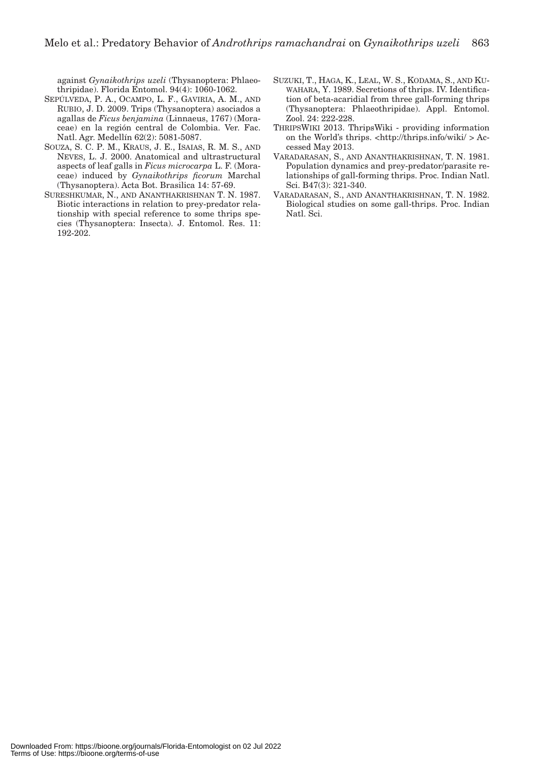against *Gynaikothrips uzeli* (Thysanoptera: Phlaeothripidae). Florida Entomol. 94(4): 1060-1062.

SEPÚLVEDA, P. A., OCAMPO, L. F., GAVIRIA, A. M., AND RUBIO, J. D. 2009. Trips (Thysanoptera) asociados a agallas de *Ficus benjamina* (Linnaeus, 1767) (Moraceae) en la región central de Colombia. Ver. Fac. Natl. Agr. Medellín 62(2): 5081-5087.

SOUZA, S. C. P. M., KRAUS, J. E., ISAIAS, R. M. S., AND NEVES, L. J. 2000. Anatomical and ultrastructural aspects of leaf galls in *Ficus microcarpa* L. F. (Moraceae) induced by *Gynaikothrips ficorum* Marchal (Thysanoptera). Acta Bot. Brasilica 14: 57-69.

SURESHKUMAR, N., AND ANANTHAKRISHNAN T. N. 1987. Biotic interactions in relation to prey-predator relationship with special reference to some thrips species (Thysanoptera: Insecta). J. Entomol. Res. 11: 192-202.

SUZUKI, T., HAGA, K., LEAL, W. S., KODAMA, S., AND KUWAHARA, Y. 1989. Secretions of thrips. IV. Identification of beta-acaridial from three gall-forming thrips (Thysanoptera: Phlaeothripidae). Appl. Entomol. Zool. 24: 222-228.

THRIPSWIKI 2013. ThripsWiki - providing information on the World's thrips. <http://thrips.info/wiki/ > Accessed May 2013.

VARADARASAN, S., AND ANANTHAKRISHNAN, T. N. 1981. Population dynamics and prey-predator/parasite relationships of gall-forming thrips. Proc. Indian Natl. Sci. B47(3): 321-340.

VARADARASAN, S., AND ANANTHAKRISHNAN, T. N. 1982. Biological studies on some gall-thrips. Proc. Indian Natl. Sci.